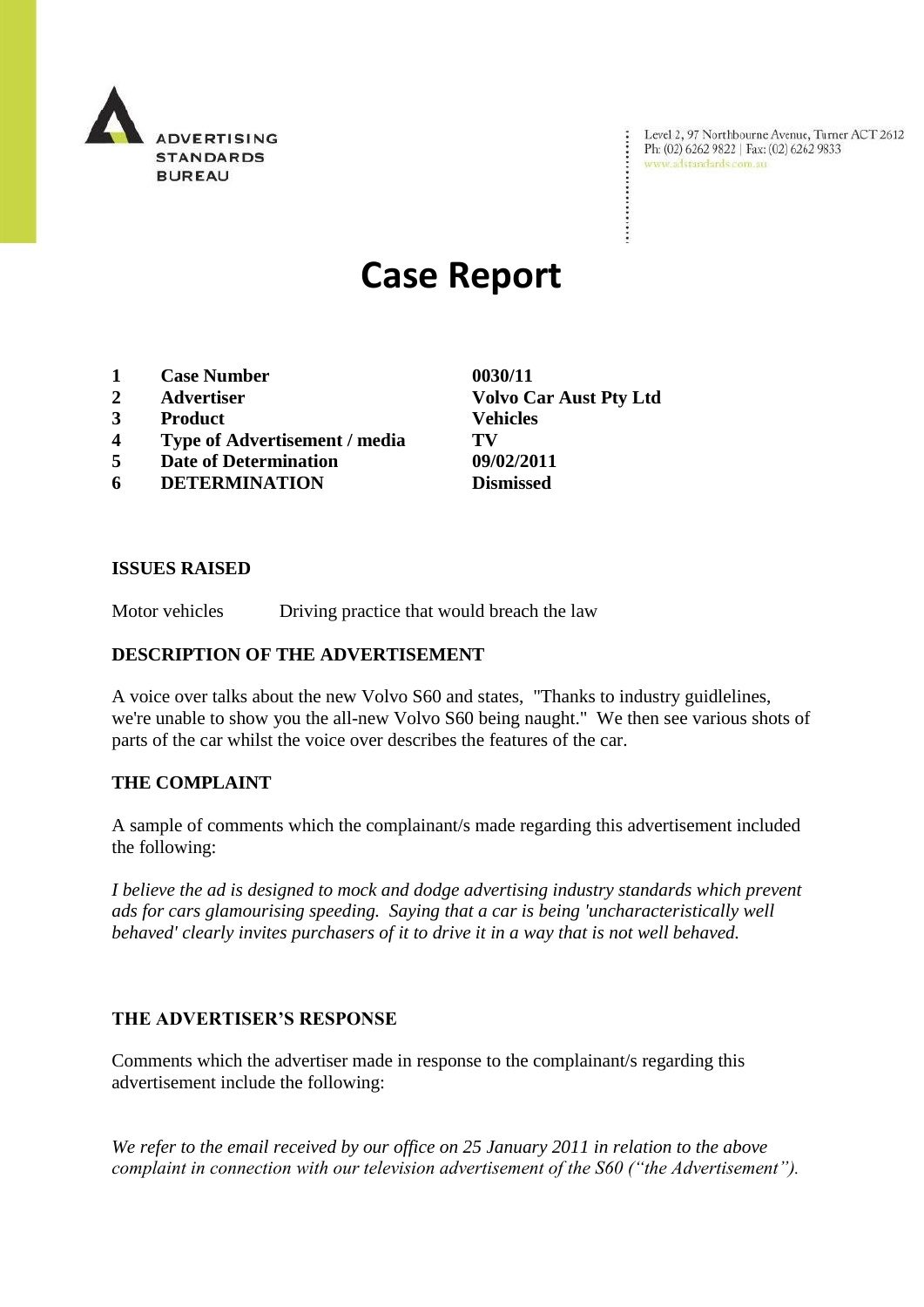ADVERTISING STANDARDS BUREAU

Level 2, 97 Northbourne Avenue, Turner ACT 2612
Ph: (02) 6262 9822 | Fax: (02) 6262 9833
www.adstandards.com.au

# Case Report

| | | |
|---|---|---|
| 1 | **Case Number** | **0030/11** |
| 2 | **Advertiser** | **Volvo Car Aust Pty Ltd** |
| 3 | **Product** | **Vehicles** |
| 4 | **Type of Advertisement / media** | **TV** |
| 5 | **Date of Determination** | **09/02/2011** |
| 6 | **DETERMINATION** | **Dismissed** |

## ISSUES RAISED

Motor vehicles — Driving practice that would breach the law

## DESCRIPTION OF THE ADVERTISEMENT

A voice over talks about the new Volvo S60 and states, "Thanks to industry guidlelines, we're unable to show you the all-new Volvo S60 being naught." We then see various shots of parts of the car whilst the voice over describes the features of the car.

## THE COMPLAINT

A sample of comments which the complainant/s made regarding this advertisement included the following:

*I believe the ad is designed to mock and dodge advertising industry standards which prevent ads for cars glamourising speeding. Saying that a car is being 'uncharacteristically well behaved' clearly invites purchasers of it to drive it in a way that is not well behaved.*

## THE ADVERTISER'S RESPONSE

Comments which the advertiser made in response to the complainant/s regarding this advertisement include the following:

*We refer to the email received by our office on 25 January 2011 in relation to the above complaint in connection with our television advertisement of the S60 ("the Advertisement").*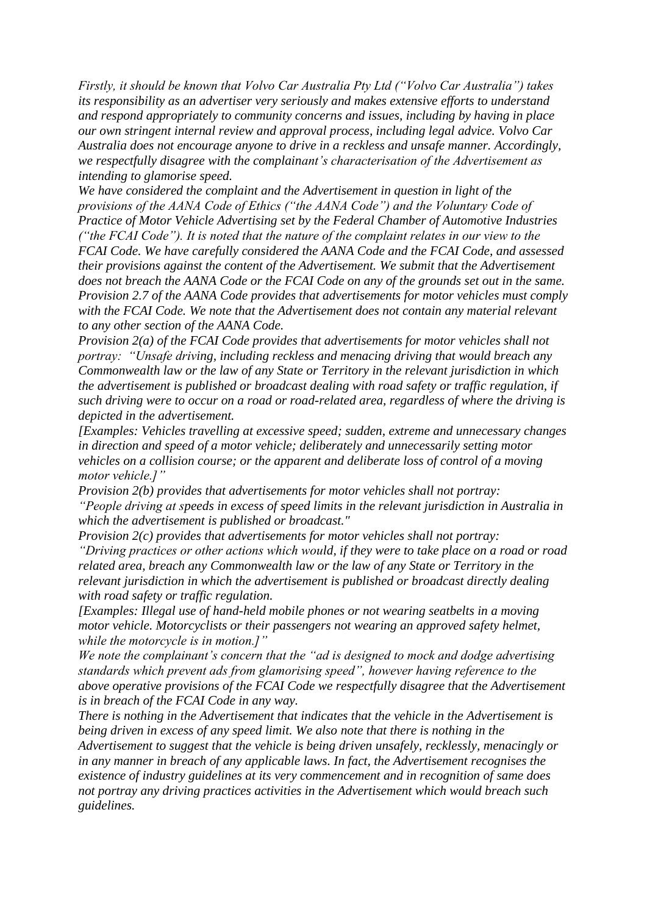*Firstly, it should be known that Volvo Car Australia Pty Ltd ("Volvo Car Australia") takes its responsibility as an advertiser very seriously and makes extensive efforts to understand and respond appropriately to community concerns and issues, including by having in place our own stringent internal review and approval process, including legal advice. Volvo Car Australia does not encourage anyone to drive in a reckless and unsafe manner. Accordingly, we respectfully disagree with the complainant's characterisation of the Advertisement as intending to glamorise speed.*

*We have considered the complaint and the Advertisement in question in light of the provisions of the AANA Code of Ethics ("the AANA Code") and the Voluntary Code of Practice of Motor Vehicle Advertising set by the Federal Chamber of Automotive Industries ("the FCAI Code"). It is noted that the nature of the complaint relates in our view to the FCAI Code. We have carefully considered the AANA Code and the FCAI Code, and assessed their provisions against the content of the Advertisement. We submit that the Advertisement does not breach the AANA Code or the FCAI Code on any of the grounds set out in the same. Provision 2.7 of the AANA Code provides that advertisements for motor vehicles must comply with the FCAI Code. We note that the Advertisement does not contain any material relevant to any other section of the AANA Code.*

*Provision 2(a) of the FCAI Code provides that advertisements for motor vehicles shall not portray: "Unsafe driving, including reckless and menacing driving that would breach any Commonwealth law or the law of any State or Territory in the relevant jurisdiction in which the advertisement is published or broadcast dealing with road safety or traffic regulation, if such driving were to occur on a road or road-related area, regardless of where the driving is depicted in the advertisement.*

*[Examples: Vehicles travelling at excessive speed; sudden, extreme and unnecessary changes in direction and speed of a motor vehicle; deliberately and unnecessarily setting motor vehicles on a collision course; or the apparent and deliberate loss of control of a moving motor vehicle.]"*

*Provision 2(b) provides that advertisements for motor vehicles shall not portray: "People driving at speeds in excess of speed limits in the relevant jurisdiction in Australia in which the advertisement is published or broadcast."*

*Provision 2(c) provides that advertisements for motor vehicles shall not portray: "Driving practices or other actions which would, if they were to take place on a road or road related area, breach any Commonwealth law or the law of any State or Territory in the relevant jurisdiction in which the advertisement is published or broadcast directly dealing with road safety or traffic regulation.*

*[Examples: Illegal use of hand-held mobile phones or not wearing seatbelts in a moving motor vehicle. Motorcyclists or their passengers not wearing an approved safety helmet, while the motorcycle is in motion.]"*

*We note the complainant's concern that the "ad is designed to mock and dodge advertising standards which prevent ads from glamorising speed", however having reference to the above operative provisions of the FCAI Code we respectfully disagree that the Advertisement is in breach of the FCAI Code in any way.*

*There is nothing in the Advertisement that indicates that the vehicle in the Advertisement is being driven in excess of any speed limit. We also note that there is nothing in the Advertisement to suggest that the vehicle is being driven unsafely, recklessly, menacingly or in any manner in breach of any applicable laws. In fact, the Advertisement recognises the existence of industry guidelines at its very commencement and in recognition of same does not portray any driving practices activities in the Advertisement which would breach such guidelines.*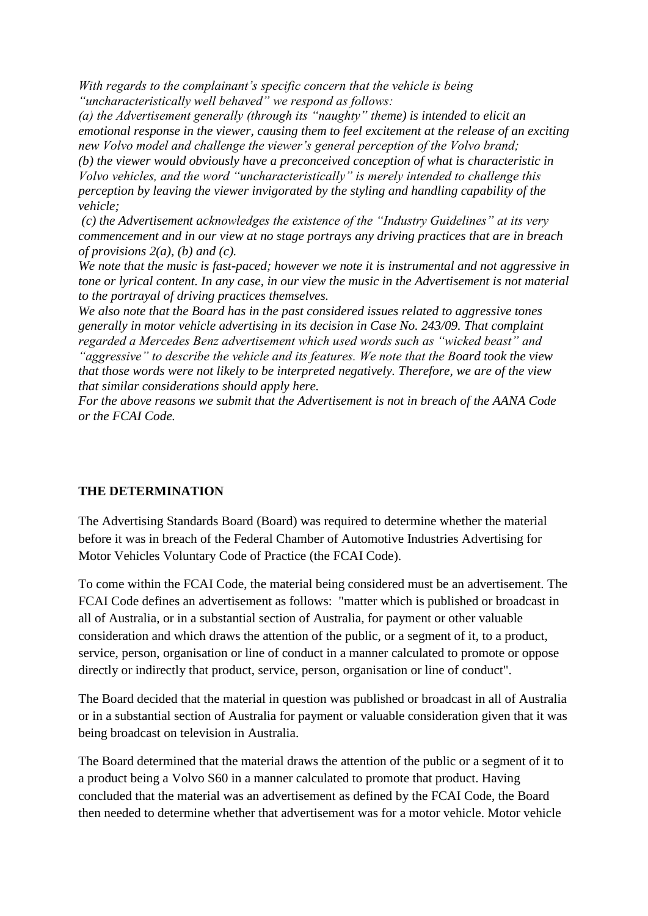*With regards to the complainant's specific concern that the vehicle is being "uncharacteristically well behaved" we respond as follows:*

*(a) the Advertisement generally (through its "naughty" theme) is intended to elicit an emotional response in the viewer, causing them to feel excitement at the release of an exciting new Volvo model and challenge the viewer's general perception of the Volvo brand;*

*(b) the viewer would obviously have a preconceived conception of what is characteristic in Volvo vehicles, and the word "uncharacteristically" is merely intended to challenge this perception by leaving the viewer invigorated by the styling and handling capability of the vehicle;*

*(c) the Advertisement acknowledges the existence of the "Industry Guidelines" at its very commencement and in our view at no stage portrays any driving practices that are in breach of provisions 2(a), (b) and (c).*

*We note that the music is fast-paced; however we note it is instrumental and not aggressive in tone or lyrical content. In any case, in our view the music in the Advertisement is not material to the portrayal of driving practices themselves.*

*We also note that the Board has in the past considered issues related to aggressive tones generally in motor vehicle advertising in its decision in Case No. 243/09. That complaint regarded a Mercedes Benz advertisement which used words such as "wicked beast" and "aggressive" to describe the vehicle and its features. We note that the Board took the view that those words were not likely to be interpreted negatively. Therefore, we are of the view that similar considerations should apply here.*

*For the above reasons we submit that the Advertisement is not in breach of the AANA Code or the FCAI Code.*

**THE DETERMINATION**

The Advertising Standards Board (Board) was required to determine whether the material before it was in breach of the Federal Chamber of Automotive Industries Advertising for Motor Vehicles Voluntary Code of Practice (the FCAI Code).

To come within the FCAI Code, the material being considered must be an advertisement. The FCAI Code defines an advertisement as follows: "matter which is published or broadcast in all of Australia, or in a substantial section of Australia, for payment or other valuable consideration and which draws the attention of the public, or a segment of it, to a product, service, person, organisation or line of conduct in a manner calculated to promote or oppose directly or indirectly that product, service, person, organisation or line of conduct".

The Board decided that the material in question was published or broadcast in all of Australia or in a substantial section of Australia for payment or valuable consideration given that it was being broadcast on television in Australia.

The Board determined that the material draws the attention of the public or a segment of it to a product being a Volvo S60 in a manner calculated to promote that product. Having concluded that the material was an advertisement as defined by the FCAI Code, the Board then needed to determine whether that advertisement was for a motor vehicle. Motor vehicle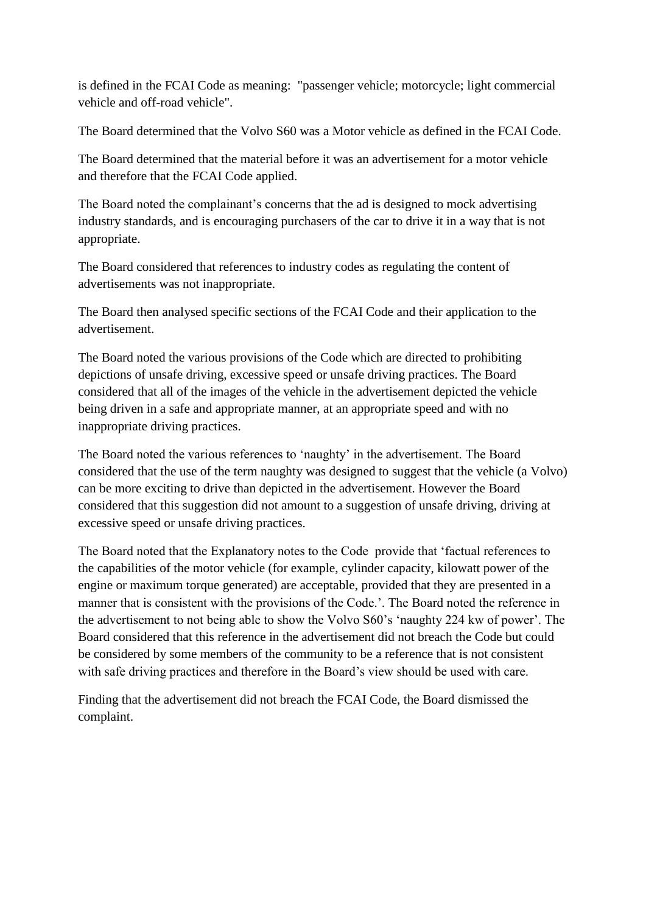is defined in the FCAI Code as meaning: "passenger vehicle; motorcycle; light commercial vehicle and off-road vehicle".

The Board determined that the Volvo S60 was a Motor vehicle as defined in the FCAI Code.

The Board determined that the material before it was an advertisement for a motor vehicle and therefore that the FCAI Code applied.

The Board noted the complainant's concerns that the ad is designed to mock advertising industry standards, and is encouraging purchasers of the car to drive it in a way that is not appropriate.

The Board considered that references to industry codes as regulating the content of advertisements was not inappropriate.

The Board then analysed specific sections of the FCAI Code and their application to the advertisement.

The Board noted the various provisions of the Code which are directed to prohibiting depictions of unsafe driving, excessive speed or unsafe driving practices. The Board considered that all of the images of the vehicle in the advertisement depicted the vehicle being driven in a safe and appropriate manner, at an appropriate speed and with no inappropriate driving practices.

The Board noted the various references to 'naughty' in the advertisement. The Board considered that the use of the term naughty was designed to suggest that the vehicle (a Volvo) can be more exciting to drive than depicted in the advertisement. However the Board considered that this suggestion did not amount to a suggestion of unsafe driving, driving at excessive speed or unsafe driving practices.

The Board noted that the Explanatory notes to the Code provide that 'factual references to the capabilities of the motor vehicle (for example, cylinder capacity, kilowatt power of the engine or maximum torque generated) are acceptable, provided that they are presented in a manner that is consistent with the provisions of the Code.'. The Board noted the reference in the advertisement to not being able to show the Volvo S60's 'naughty 224 kw of power'. The Board considered that this reference in the advertisement did not breach the Code but could be considered by some members of the community to be a reference that is not consistent with safe driving practices and therefore in the Board's view should be used with care.

Finding that the advertisement did not breach the FCAI Code, the Board dismissed the complaint.